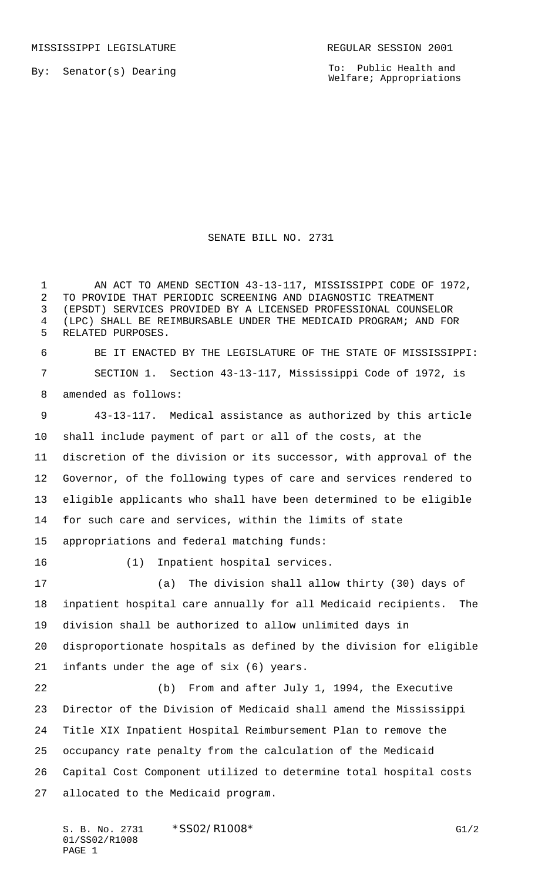MISSISSIPPI LEGISLATURE REGULAR SESSION 2001

By: Senator(s) Dearing

To: Public Health and Welfare; Appropriations

# SENATE BILL NO. 2731

AN ACT TO AMEND SECTION 43-13-117, MISSISSIPPI CODE OF 1972, TO PROVIDE THAT PERIODIC SCREENING AND DIAGNOSTIC TREATMENT (EPSDT) SERVICES PROVIDED BY A LICENSED PROFESSIONAL COUNSELOR (LPC) SHALL BE REIMBURSABLE UNDER THE MEDICAID PROGRAM; AND FOR RELATED PURPOSES.

BE IT ENACTED BY THE LEGISLATURE OF THE STATE OF MISSISSIPPI:

SECTION 1. Section 43-13-117, Mississippi Code of 1972, is amended as follows:

43-13-117. Medical assistance as authorized by this article shall include payment of part or all of the costs, at the discretion of the division or its successor, with approval of the Governor, of the following types of care and services rendered to eligible applicants who shall have been determined to be eligible for such care and services, within the limits of state appropriations and federal matching funds:

(1) Inpatient hospital services.

(a) The division shall allow thirty (30) days of inpatient hospital care annually for all Medicaid recipients. The division shall be authorized to allow unlimited days in disproportionate hospitals as defined by the division for eligible infants under the age of six (6) years.

(b) From and after July 1, 1994, the Executive Director of the Division of Medicaid shall amend the Mississippi Title XIX Inpatient Hospital Reimbursement Plan to remove the occupancy rate penalty from the calculation of the Medicaid Capital Cost Component utilized to determine total hospital costs allocated to the Medicaid program.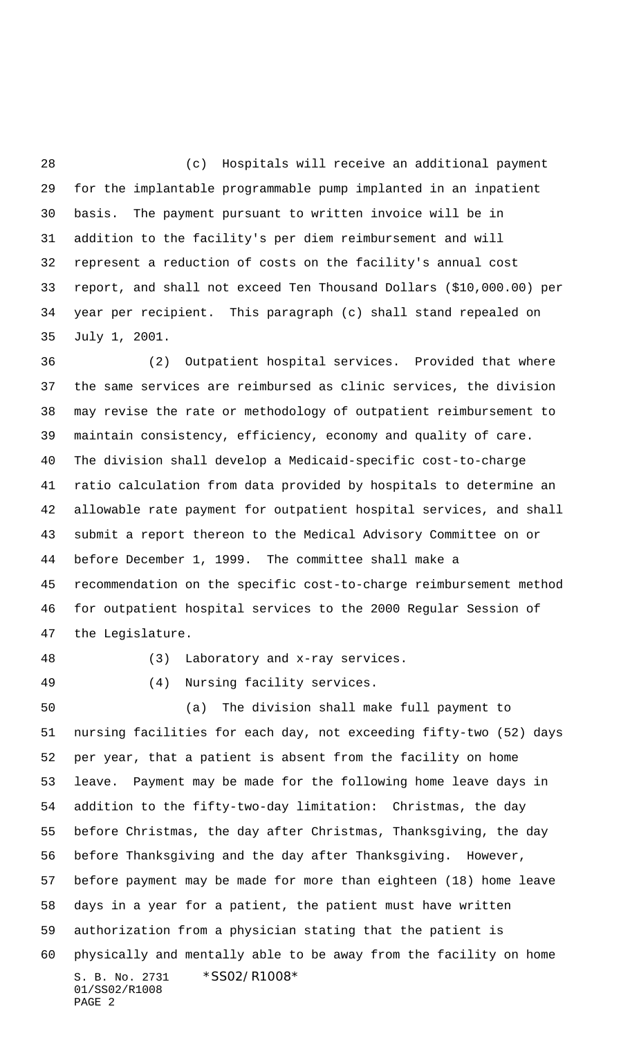(c) Hospitals will receive an additional payment for the implantable programmable pump implanted in an inpatient basis. The payment pursuant to written invoice will be in addition to the facility's per diem reimbursement and will represent a reduction of costs on the facility's annual cost report, and shall not exceed Ten Thousand Dollars ($10,000.00) per year per recipient. This paragraph (c) shall stand repealed on July 1, 2001.

(2) Outpatient hospital services. Provided that where the same services are reimbursed as clinic services, the division may revise the rate or methodology of outpatient reimbursement to maintain consistency, efficiency, economy and quality of care. The division shall develop a Medicaid-specific cost-to-charge ratio calculation from data provided by hospitals to determine an allowable rate payment for outpatient hospital services, and shall submit a report thereon to the Medical Advisory Committee on or before December 1, 1999. The committee shall make a recommendation on the specific cost-to-charge reimbursement method for outpatient hospital services to the 2000 Regular Session of the Legislature.

(3) Laboratory and x-ray services.

(4) Nursing facility services.

(a) The division shall make full payment to nursing facilities for each day, not exceeding fifty-two (52) days per year, that a patient is absent from the facility on home leave. Payment may be made for the following home leave days in addition to the fifty-two-day limitation: Christmas, the day before Christmas, the day after Christmas, Thanksgiving, the day before Thanksgiving and the day after Thanksgiving. However, before payment may be made for more than eighteen (18) home leave days in a year for a patient, the patient must have written authorization from a physician stating that the patient is physically and mentally able to be away from the facility on home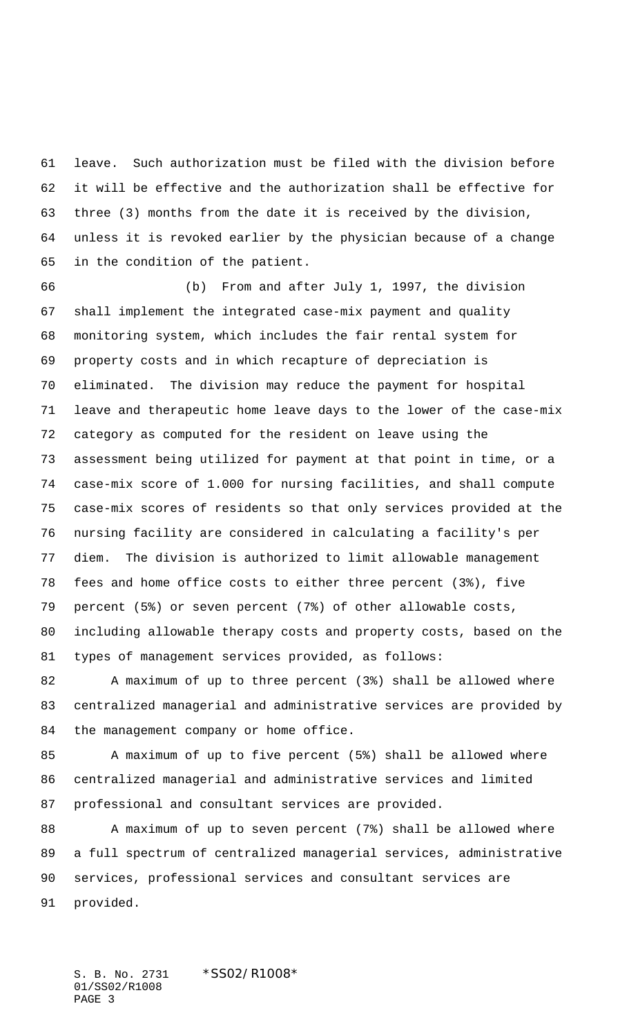leave. Such authorization must be filed with the division before it will be effective and the authorization shall be effective for three (3) months from the date it is received by the division, unless it is revoked earlier by the physician because of a change in the condition of the patient.

(b) From and after July 1, 1997, the division shall implement the integrated case-mix payment and quality monitoring system, which includes the fair rental system for property costs and in which recapture of depreciation is eliminated. The division may reduce the payment for hospital leave and therapeutic home leave days to the lower of the case-mix category as computed for the resident on leave using the assessment being utilized for payment at that point in time, or a case-mix score of 1.000 for nursing facilities, and shall compute case-mix scores of residents so that only services provided at the nursing facility are considered in calculating a facility's per diem. The division is authorized to limit allowable management fees and home office costs to either three percent (3%), five percent (5%) or seven percent (7%) of other allowable costs, including allowable therapy costs and property costs, based on the types of management services provided, as follows:

A maximum of up to three percent (3%) shall be allowed where centralized managerial and administrative services are provided by the management company or home office.

A maximum of up to five percent (5%) shall be allowed where centralized managerial and administrative services and limited professional and consultant services are provided.

A maximum of up to seven percent (7%) shall be allowed where a full spectrum of centralized managerial services, administrative services, professional services and consultant services are provided.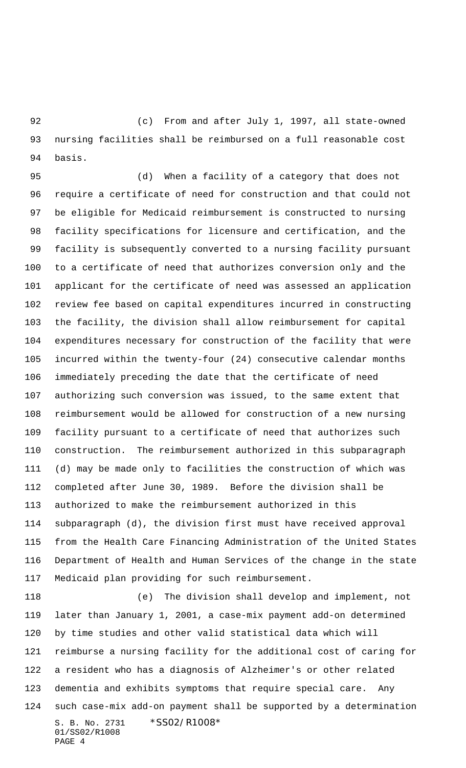(c) From and after July 1, 1997, all state-owned nursing facilities shall be reimbursed on a full reasonable cost basis.

(d) When a facility of a category that does not require a certificate of need for construction and that could not be eligible for Medicaid reimbursement is constructed to nursing facility specifications for licensure and certification, and the facility is subsequently converted to a nursing facility pursuant to a certificate of need that authorizes conversion only and the applicant for the certificate of need was assessed an application review fee based on capital expenditures incurred in constructing the facility, the division shall allow reimbursement for capital expenditures necessary for construction of the facility that were incurred within the twenty-four (24) consecutive calendar months immediately preceding the date that the certificate of need authorizing such conversion was issued, to the same extent that reimbursement would be allowed for construction of a new nursing facility pursuant to a certificate of need that authorizes such construction. The reimbursement authorized in this subparagraph (d) may be made only to facilities the construction of which was completed after June 30, 1989. Before the division shall be authorized to make the reimbursement authorized in this subparagraph (d), the division first must have received approval from the Health Care Financing Administration of the United States Department of Health and Human Services of the change in the state Medicaid plan providing for such reimbursement.

(e) The division shall develop and implement, not later than January 1, 2001, a case-mix payment add-on determined by time studies and other valid statistical data which will reimburse a nursing facility for the additional cost of caring for a resident who has a diagnosis of Alzheimer's or other related dementia and exhibits symptoms that require special care. Any such case-mix add-on payment shall be supported by a determination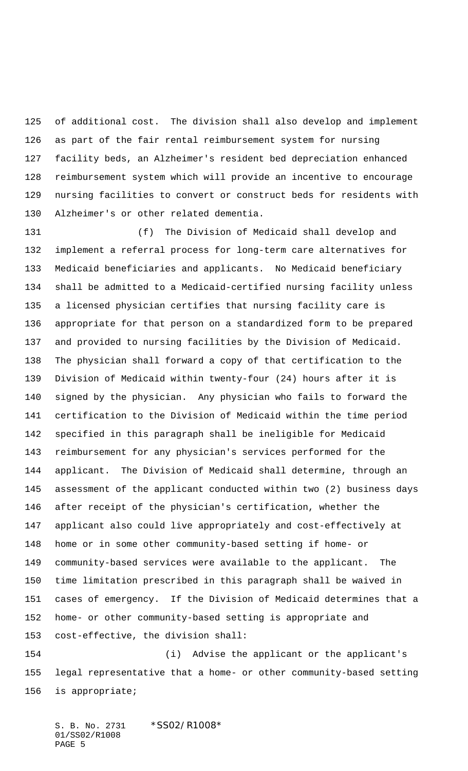of additional cost. The division shall also develop and implement as part of the fair rental reimbursement system for nursing facility beds, an Alzheimer's resident bed depreciation enhanced reimbursement system which will provide an incentive to encourage nursing facilities to convert or construct beds for residents with Alzheimer's or other related dementia.

(f) The Division of Medicaid shall develop and implement a referral process for long-term care alternatives for Medicaid beneficiaries and applicants. No Medicaid beneficiary shall be admitted to a Medicaid-certified nursing facility unless a licensed physician certifies that nursing facility care is appropriate for that person on a standardized form to be prepared and provided to nursing facilities by the Division of Medicaid. The physician shall forward a copy of that certification to the Division of Medicaid within twenty-four (24) hours after it is signed by the physician. Any physician who fails to forward the certification to the Division of Medicaid within the time period specified in this paragraph shall be ineligible for Medicaid reimbursement for any physician's services performed for the applicant. The Division of Medicaid shall determine, through an assessment of the applicant conducted within two (2) business days after receipt of the physician's certification, whether the applicant also could live appropriately and cost-effectively at home or in some other community-based setting if home- or community-based services were available to the applicant. The time limitation prescribed in this paragraph shall be waived in cases of emergency. If the Division of Medicaid determines that a home- or other community-based setting is appropriate and cost-effective, the division shall:

(i) Advise the applicant or the applicant's legal representative that a home- or other community-based setting is appropriate;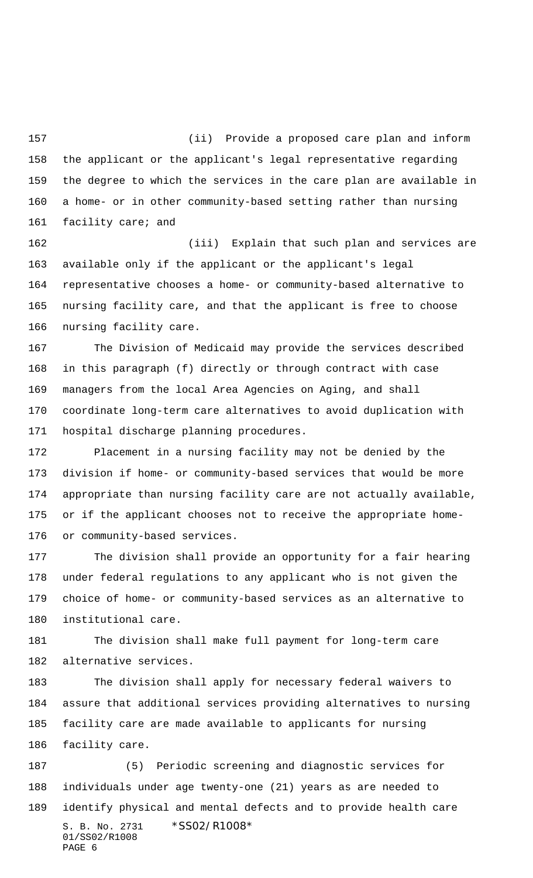(ii) Provide a proposed care plan and inform the applicant or the applicant's legal representative regarding the degree to which the services in the care plan are available in a home- or in other community-based setting rather than nursing facility care; and

(iii) Explain that such plan and services are available only if the applicant or the applicant's legal representative chooses a home- or community-based alternative to nursing facility care, and that the applicant is free to choose nursing facility care.

The Division of Medicaid may provide the services described in this paragraph (f) directly or through contract with case managers from the local Area Agencies on Aging, and shall coordinate long-term care alternatives to avoid duplication with hospital discharge planning procedures.

Placement in a nursing facility may not be denied by the division if home- or community-based services that would be more appropriate than nursing facility care are not actually available, or if the applicant chooses not to receive the appropriate home- or community-based services.

The division shall provide an opportunity for a fair hearing under federal regulations to any applicant who is not given the choice of home- or community-based services as an alternative to institutional care.

The division shall make full payment for long-term care alternative services.

The division shall apply for necessary federal waivers to assure that additional services providing alternatives to nursing facility care are made available to applicants for nursing facility care.

(5) Periodic screening and diagnostic services for individuals under age twenty-one (21) years as are needed to identify physical and mental defects and to provide health care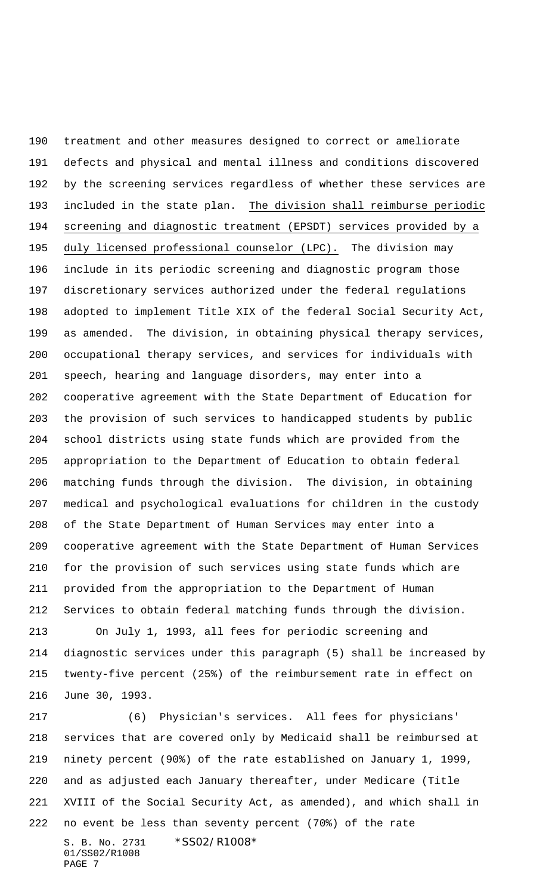treatment and other measures designed to correct or ameliorate defects and physical and mental illness and conditions discovered by the screening services regardless of whether these services are included in the state plan. <u>The division shall reimburse periodic screening and diagnostic treatment (EPSDT) services provided by a duly licensed professional counselor (LPC).</u> The division may include in its periodic screening and diagnostic program those discretionary services authorized under the federal regulations adopted to implement Title XIX of the federal Social Security Act, as amended. The division, in obtaining physical therapy services, occupational therapy services, and services for individuals with speech, hearing and language disorders, may enter into a cooperative agreement with the State Department of Education for the provision of such services to handicapped students by public school districts using state funds which are provided from the appropriation to the Department of Education to obtain federal matching funds through the division. The division, in obtaining medical and psychological evaluations for children in the custody of the State Department of Human Services may enter into a cooperative agreement with the State Department of Human Services for the provision of such services using state funds which are provided from the appropriation to the Department of Human Services to obtain federal matching funds through the division.

On July 1, 1993, all fees for periodic screening and diagnostic services under this paragraph (5) shall be increased by twenty-five percent (25%) of the reimbursement rate in effect on June 30, 1993.

(6) Physician's services. All fees for physicians' services that are covered only by Medicaid shall be reimbursed at ninety percent (90%) of the rate established on January 1, 1999, and as adjusted each January thereafter, under Medicare (Title XVIII of the Social Security Act, as amended), and which shall in no event be less than seventy percent (70%) of the rate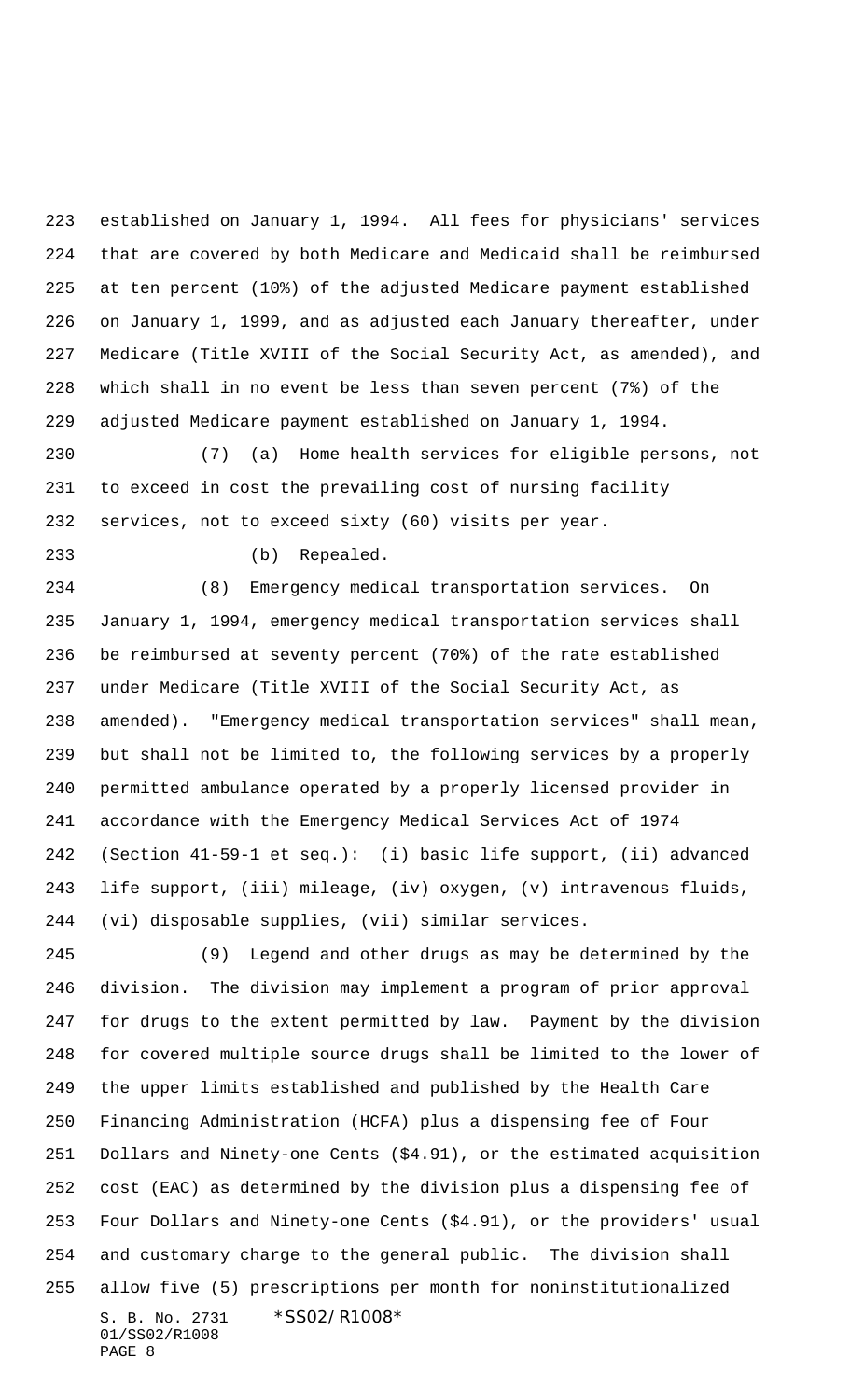established on January 1, 1994. All fees for physicians' services that are covered by both Medicare and Medicaid shall be reimbursed at ten percent (10%) of the adjusted Medicare payment established on January 1, 1999, and as adjusted each January thereafter, under Medicare (Title XVIII of the Social Security Act, as amended), and which shall in no event be less than seven percent (7%) of the adjusted Medicare payment established on January 1, 1994.

(7) (a) Home health services for eligible persons, not to exceed in cost the prevailing cost of nursing facility services, not to exceed sixty (60) visits per year.

(b) Repealed.

(8) Emergency medical transportation services. On January 1, 1994, emergency medical transportation services shall be reimbursed at seventy percent (70%) of the rate established under Medicare (Title XVIII of the Social Security Act, as amended). "Emergency medical transportation services" shall mean, but shall not be limited to, the following services by a properly permitted ambulance operated by a properly licensed provider in accordance with the Emergency Medical Services Act of 1974 (Section 41-59-1 et seq.): (i) basic life support, (ii) advanced life support, (iii) mileage, (iv) oxygen, (v) intravenous fluids, (vi) disposable supplies, (vii) similar services.

(9) Legend and other drugs as may be determined by the division. The division may implement a program of prior approval for drugs to the extent permitted by law. Payment by the division for covered multiple source drugs shall be limited to the lower of the upper limits established and published by the Health Care Financing Administration (HCFA) plus a dispensing fee of Four Dollars and Ninety-one Cents ($4.91), or the estimated acquisition cost (EAC) as determined by the division plus a dispensing fee of Four Dollars and Ninety-one Cents ($4.91), or the providers' usual and customary charge to the general public. The division shall allow five (5) prescriptions per month for noninstitutionalized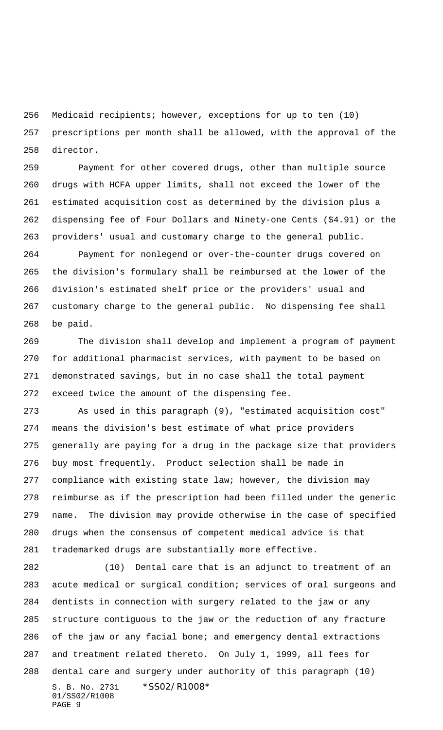Medicaid recipients; however, exceptions for up to ten (10) prescriptions per month shall be allowed, with the approval of the director.

Payment for other covered drugs, other than multiple source drugs with HCFA upper limits, shall not exceed the lower of the estimated acquisition cost as determined by the division plus a dispensing fee of Four Dollars and Ninety-one Cents ($4.91) or the providers' usual and customary charge to the general public.

Payment for nonlegend or over-the-counter drugs covered on the division's formulary shall be reimbursed at the lower of the division's estimated shelf price or the providers' usual and customary charge to the general public. No dispensing fee shall be paid.

The division shall develop and implement a program of payment for additional pharmacist services, with payment to be based on demonstrated savings, but in no case shall the total payment exceed twice the amount of the dispensing fee.

As used in this paragraph (9), "estimated acquisition cost" means the division's best estimate of what price providers generally are paying for a drug in the package size that providers buy most frequently. Product selection shall be made in compliance with existing state law; however, the division may reimburse as if the prescription had been filled under the generic name. The division may provide otherwise in the case of specified drugs when the consensus of competent medical advice is that trademarked drugs are substantially more effective.

(10) Dental care that is an adjunct to treatment of an acute medical or surgical condition; services of oral surgeons and dentists in connection with surgery related to the jaw or any structure contiguous to the jaw or the reduction of any fracture of the jaw or any facial bone; and emergency dental extractions and treatment related thereto. On July 1, 1999, all fees for dental care and surgery under authority of this paragraph (10)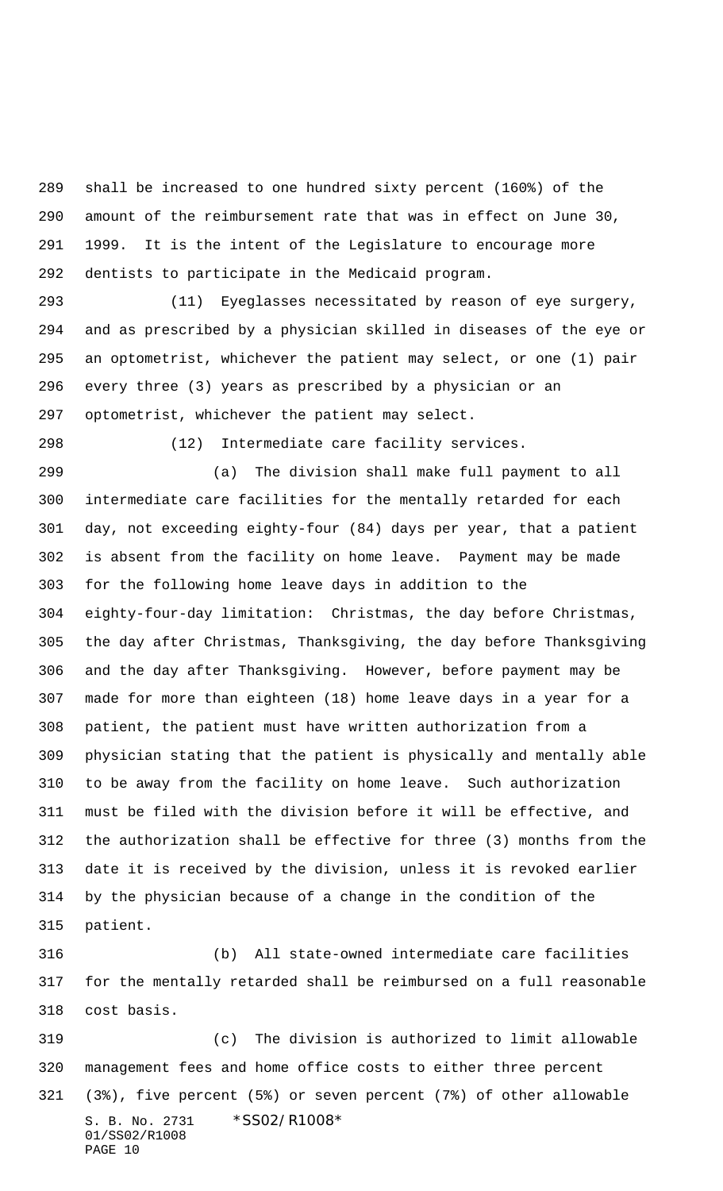shall be increased to one hundred sixty percent (160%) of the amount of the reimbursement rate that was in effect on June 30, 1999. It is the intent of the Legislature to encourage more dentists to participate in the Medicaid program.

(11) Eyeglasses necessitated by reason of eye surgery, and as prescribed by a physician skilled in diseases of the eye or an optometrist, whichever the patient may select, or one (1) pair every three (3) years as prescribed by a physician or an optometrist, whichever the patient may select.

(12) Intermediate care facility services.

(a) The division shall make full payment to all intermediate care facilities for the mentally retarded for each day, not exceeding eighty-four (84) days per year, that a patient is absent from the facility on home leave. Payment may be made for the following home leave days in addition to the eighty-four-day limitation: Christmas, the day before Christmas, the day after Christmas, Thanksgiving, the day before Thanksgiving and the day after Thanksgiving. However, before payment may be made for more than eighteen (18) home leave days in a year for a patient, the patient must have written authorization from a physician stating that the patient is physically and mentally able to be away from the facility on home leave. Such authorization must be filed with the division before it will be effective, and the authorization shall be effective for three (3) months from the date it is received by the division, unless it is revoked earlier by the physician because of a change in the condition of the patient.

(b) All state-owned intermediate care facilities for the mentally retarded shall be reimbursed on a full reasonable cost basis.

(c) The division is authorized to limit allowable management fees and home office costs to either three percent (3%), five percent (5%) or seven percent (7%) of other allowable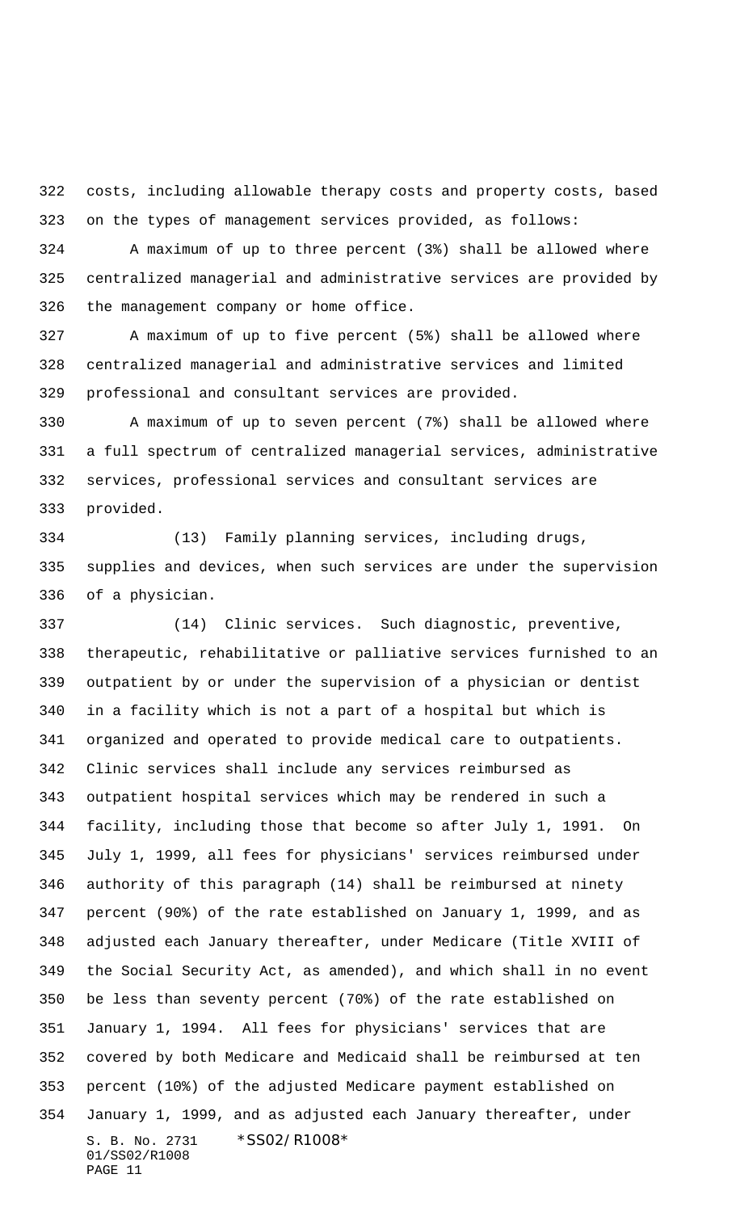costs, including allowable therapy costs and property costs, based on the types of management services provided, as follows:

A maximum of up to three percent (3%) shall be allowed where centralized managerial and administrative services are provided by the management company or home office.

A maximum of up to five percent (5%) shall be allowed where centralized managerial and administrative services and limited professional and consultant services are provided.

A maximum of up to seven percent (7%) shall be allowed where a full spectrum of centralized managerial services, administrative services, professional services and consultant services are provided.

(13) Family planning services, including drugs, supplies and devices, when such services are under the supervision of a physician.

(14) Clinic services. Such diagnostic, preventive, therapeutic, rehabilitative or palliative services furnished to an outpatient by or under the supervision of a physician or dentist in a facility which is not a part of a hospital but which is organized and operated to provide medical care to outpatients. Clinic services shall include any services reimbursed as outpatient hospital services which may be rendered in such a facility, including those that become so after July 1, 1991. On July 1, 1999, all fees for physicians' services reimbursed under authority of this paragraph (14) shall be reimbursed at ninety percent (90%) of the rate established on January 1, 1999, and as adjusted each January thereafter, under Medicare (Title XVIII of the Social Security Act, as amended), and which shall in no event be less than seventy percent (70%) of the rate established on January 1, 1994. All fees for physicians' services that are covered by both Medicare and Medicaid shall be reimbursed at ten percent (10%) of the adjusted Medicare payment established on January 1, 1999, and as adjusted each January thereafter, under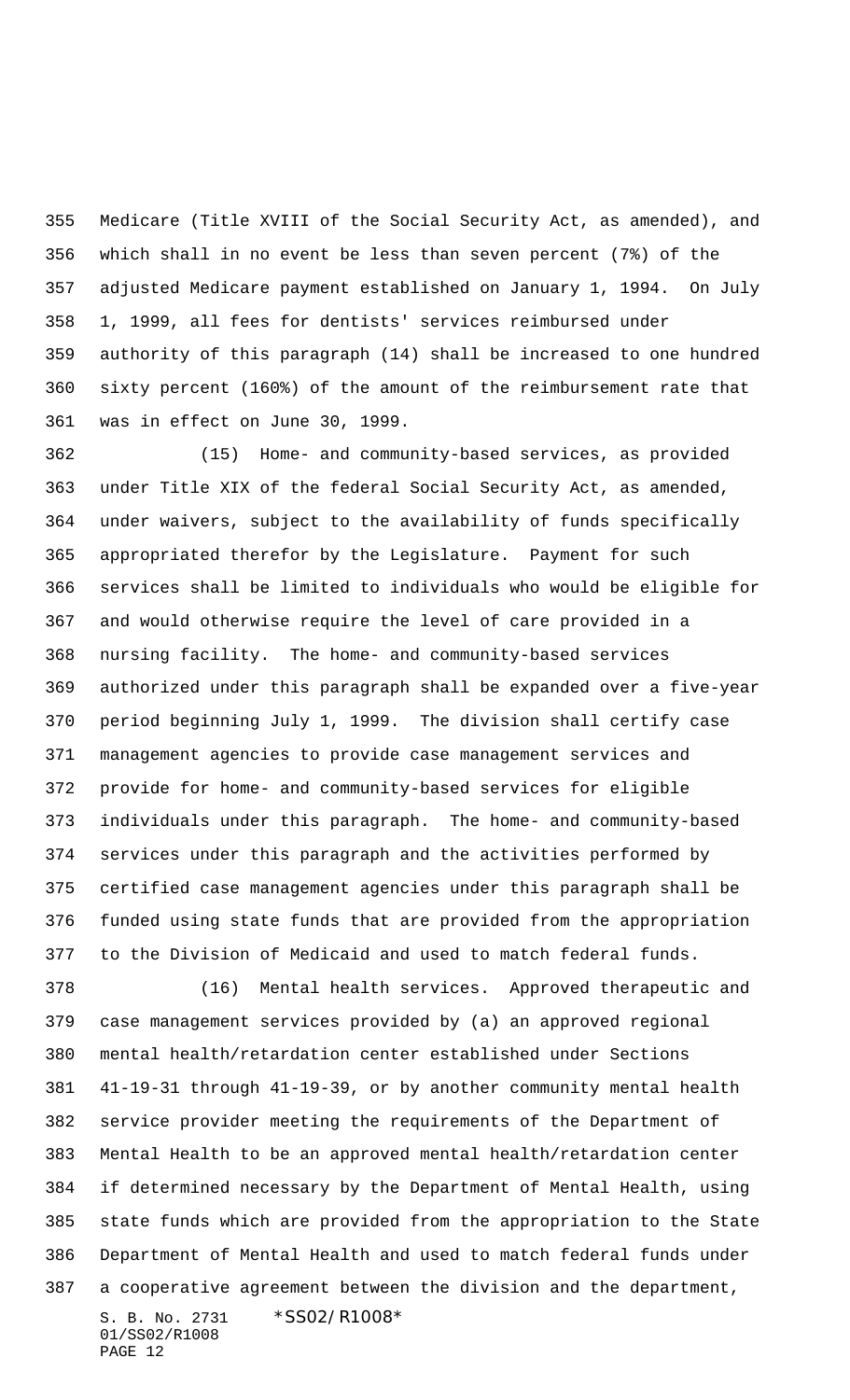Medicare (Title XVIII of the Social Security Act, as amended), and which shall in no event be less than seven percent (7%) of the adjusted Medicare payment established on January 1, 1994. On July 1, 1999, all fees for dentists' services reimbursed under authority of this paragraph (14) shall be increased to one hundred sixty percent (160%) of the amount of the reimbursement rate that was in effect on June 30, 1999.

(15) Home- and community-based services, as provided under Title XIX of the federal Social Security Act, as amended, under waivers, subject to the availability of funds specifically appropriated therefor by the Legislature. Payment for such services shall be limited to individuals who would be eligible for and would otherwise require the level of care provided in a nursing facility. The home- and community-based services authorized under this paragraph shall be expanded over a five-year period beginning July 1, 1999. The division shall certify case management agencies to provide case management services and provide for home- and community-based services for eligible individuals under this paragraph. The home- and community-based services under this paragraph and the activities performed by certified case management agencies under this paragraph shall be funded using state funds that are provided from the appropriation to the Division of Medicaid and used to match federal funds.

(16) Mental health services. Approved therapeutic and case management services provided by (a) an approved regional mental health/retardation center established under Sections 41-19-31 through 41-19-39, or by another community mental health service provider meeting the requirements of the Department of Mental Health to be an approved mental health/retardation center if determined necessary by the Department of Mental Health, using state funds which are provided from the appropriation to the State Department of Mental Health and used to match federal funds under a cooperative agreement between the division and the department,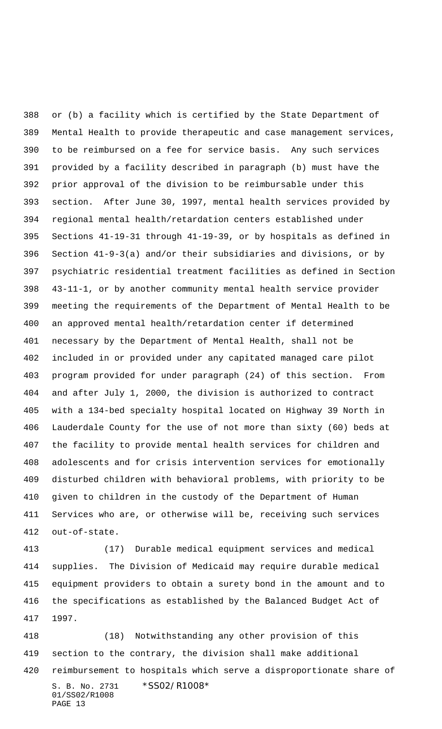or (b) a facility which is certified by the State Department of Mental Health to provide therapeutic and case management services, to be reimbursed on a fee for service basis. Any such services provided by a facility described in paragraph (b) must have the prior approval of the division to be reimbursable under this section. After June 30, 1997, mental health services provided by regional mental health/retardation centers established under Sections 41-19-31 through 41-19-39, or by hospitals as defined in Section 41-9-3(a) and/or their subsidiaries and divisions, or by psychiatric residential treatment facilities as defined in Section 43-11-1, or by another community mental health service provider meeting the requirements of the Department of Mental Health to be an approved mental health/retardation center if determined necessary by the Department of Mental Health, shall not be included in or provided under any capitated managed care pilot program provided for under paragraph (24) of this section. From and after July 1, 2000, the division is authorized to contract with a 134-bed specialty hospital located on Highway 39 North in Lauderdale County for the use of not more than sixty (60) beds at the facility to provide mental health services for children and adolescents and for crisis intervention services for emotionally disturbed children with behavioral problems, with priority to be given to children in the custody of the Department of Human Services who are, or otherwise will be, receiving such services out-of-state.

(17) Durable medical equipment services and medical supplies. The Division of Medicaid may require durable medical equipment providers to obtain a surety bond in the amount and to the specifications as established by the Balanced Budget Act of 1997.

(18) Notwithstanding any other provision of this section to the contrary, the division shall make additional reimbursement to hospitals which serve a disproportionate share of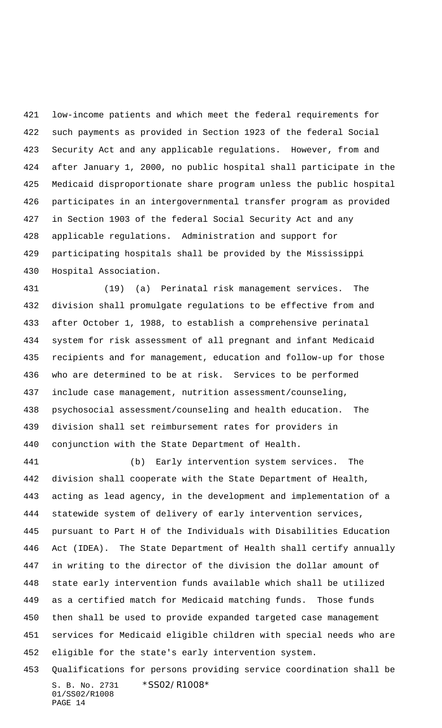low-income patients and which meet the federal requirements for such payments as provided in Section 1923 of the federal Social Security Act and any applicable regulations. However, from and after January 1, 2000, no public hospital shall participate in the Medicaid disproportionate share program unless the public hospital participates in an intergovernmental transfer program as provided in Section 1903 of the federal Social Security Act and any applicable regulations. Administration and support for participating hospitals shall be provided by the Mississippi Hospital Association.

(19) (a) Perinatal risk management services. The division shall promulgate regulations to be effective from and after October 1, 1988, to establish a comprehensive perinatal system for risk assessment of all pregnant and infant Medicaid recipients and for management, education and follow-up for those who are determined to be at risk. Services to be performed include case management, nutrition assessment/counseling, psychosocial assessment/counseling and health education. The division shall set reimbursement rates for providers in conjunction with the State Department of Health.

(b) Early intervention system services. The division shall cooperate with the State Department of Health, acting as lead agency, in the development and implementation of a statewide system of delivery of early intervention services, pursuant to Part H of the Individuals with Disabilities Education Act (IDEA). The State Department of Health shall certify annually in writing to the director of the division the dollar amount of state early intervention funds available which shall be utilized as a certified match for Medicaid matching funds. Those funds then shall be used to provide expanded targeted case management services for Medicaid eligible children with special needs who are eligible for the state's early intervention system. Qualifications for persons providing service coordination shall be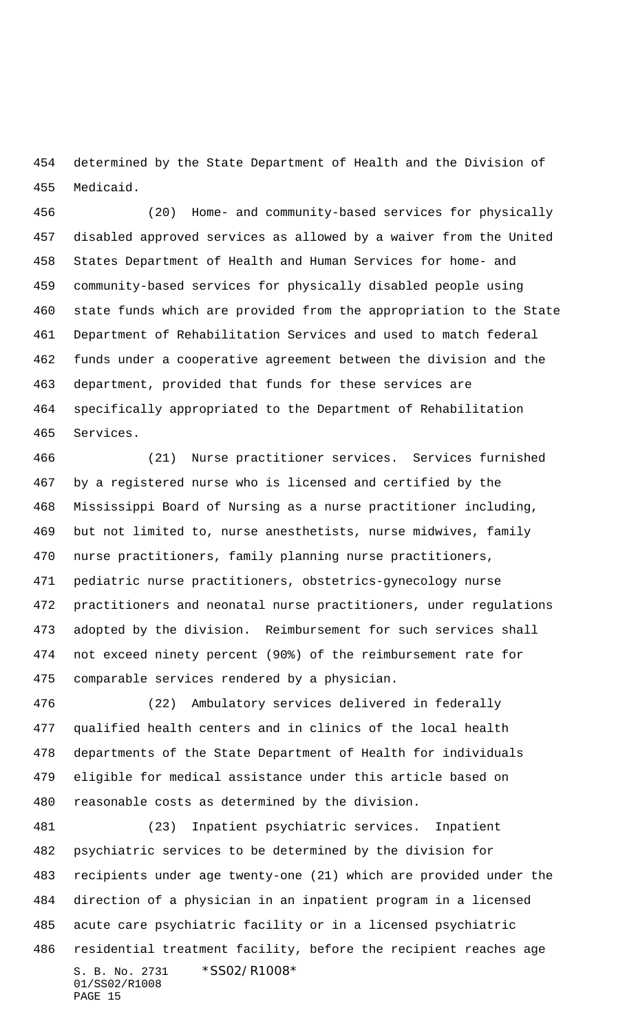determined by the State Department of Health and the Division of Medicaid.

(20) Home- and community-based services for physically disabled approved services as allowed by a waiver from the United States Department of Health and Human Services for home- and community-based services for physically disabled people using state funds which are provided from the appropriation to the State Department of Rehabilitation Services and used to match federal funds under a cooperative agreement between the division and the department, provided that funds for these services are specifically appropriated to the Department of Rehabilitation Services.

(21) Nurse practitioner services. Services furnished by a registered nurse who is licensed and certified by the Mississippi Board of Nursing as a nurse practitioner including, but not limited to, nurse anesthetists, nurse midwives, family nurse practitioners, family planning nurse practitioners, pediatric nurse practitioners, obstetrics-gynecology nurse practitioners and neonatal nurse practitioners, under regulations adopted by the division. Reimbursement for such services shall not exceed ninety percent (90%) of the reimbursement rate for comparable services rendered by a physician.

(22) Ambulatory services delivered in federally qualified health centers and in clinics of the local health departments of the State Department of Health for individuals eligible for medical assistance under this article based on reasonable costs as determined by the division.

(23) Inpatient psychiatric services. Inpatient psychiatric services to be determined by the division for recipients under age twenty-one (21) which are provided under the direction of a physician in an inpatient program in a licensed acute care psychiatric facility or in a licensed psychiatric residential treatment facility, before the recipient reaches age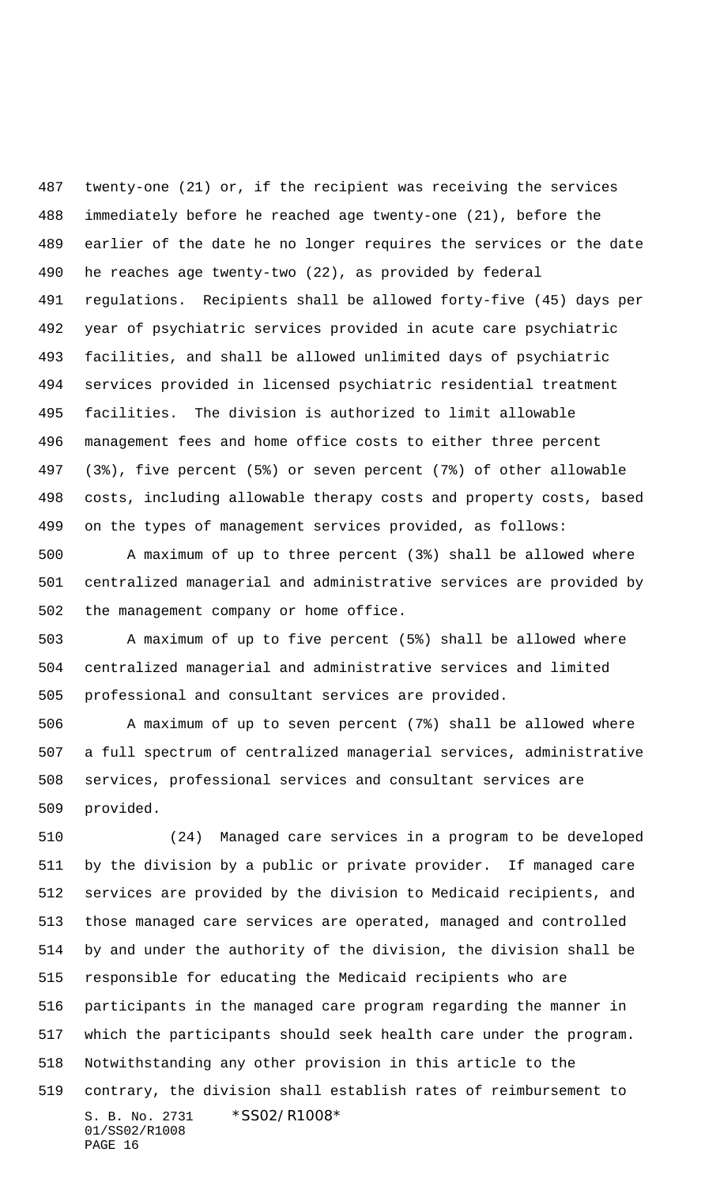twenty-one (21) or, if the recipient was receiving the services immediately before he reached age twenty-one (21), before the earlier of the date he no longer requires the services or the date he reaches age twenty-two (22), as provided by federal regulations. Recipients shall be allowed forty-five (45) days per year of psychiatric services provided in acute care psychiatric facilities, and shall be allowed unlimited days of psychiatric services provided in licensed psychiatric residential treatment facilities. The division is authorized to limit allowable management fees and home office costs to either three percent (3%), five percent (5%) or seven percent (7%) of other allowable costs, including allowable therapy costs and property costs, based on the types of management services provided, as follows:

A maximum of up to three percent (3%) shall be allowed where centralized managerial and administrative services are provided by the management company or home office.

A maximum of up to five percent (5%) shall be allowed where centralized managerial and administrative services and limited professional and consultant services are provided.

A maximum of up to seven percent (7%) shall be allowed where a full spectrum of centralized managerial services, administrative services, professional services and consultant services are provided.

(24) Managed care services in a program to be developed by the division by a public or private provider. If managed care services are provided by the division to Medicaid recipients, and those managed care services are operated, managed and controlled by and under the authority of the division, the division shall be responsible for educating the Medicaid recipients who are participants in the managed care program regarding the manner in which the participants should seek health care under the program. Notwithstanding any other provision in this article to the contrary, the division shall establish rates of reimbursement to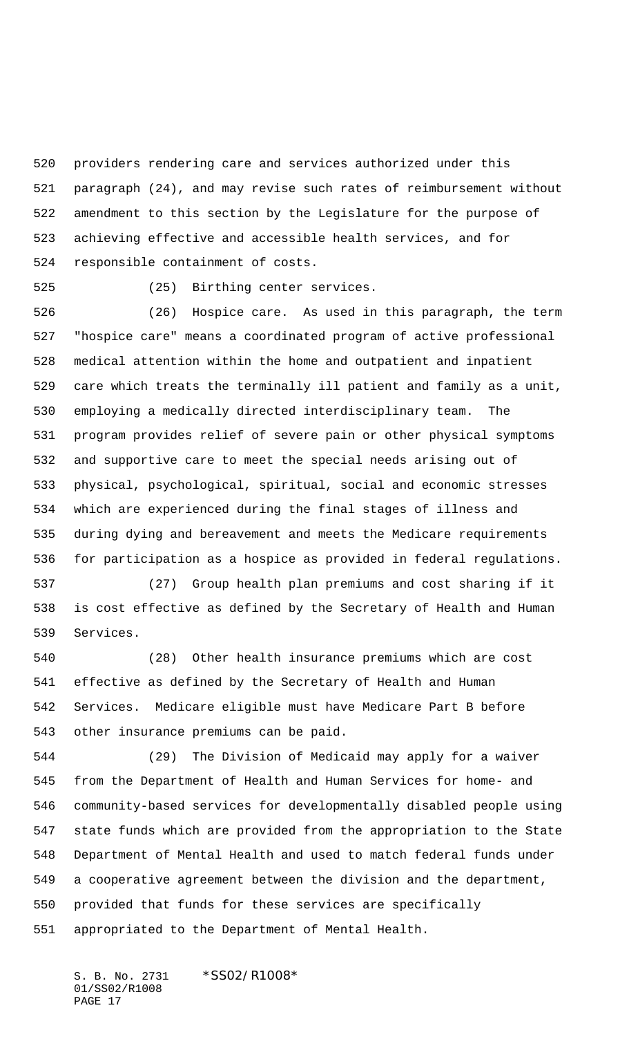providers rendering care and services authorized under this paragraph (24), and may revise such rates of reimbursement without amendment to this section by the Legislature for the purpose of achieving effective and accessible health services, and for responsible containment of costs.

(25) Birthing center services.

(26) Hospice care. As used in this paragraph, the term "hospice care" means a coordinated program of active professional medical attention within the home and outpatient and inpatient care which treats the terminally ill patient and family as a unit, employing a medically directed interdisciplinary team. The program provides relief of severe pain or other physical symptoms and supportive care to meet the special needs arising out of physical, psychological, spiritual, social and economic stresses which are experienced during the final stages of illness and during dying and bereavement and meets the Medicare requirements for participation as a hospice as provided in federal regulations.

(27) Group health plan premiums and cost sharing if it is cost effective as defined by the Secretary of Health and Human Services.

(28) Other health insurance premiums which are cost effective as defined by the Secretary of Health and Human Services. Medicare eligible must have Medicare Part B before other insurance premiums can be paid.

(29) The Division of Medicaid may apply for a waiver from the Department of Health and Human Services for home- and community-based services for developmentally disabled people using state funds which are provided from the appropriation to the State Department of Mental Health and used to match federal funds under a cooperative agreement between the division and the department, provided that funds for these services are specifically appropriated to the Department of Mental Health.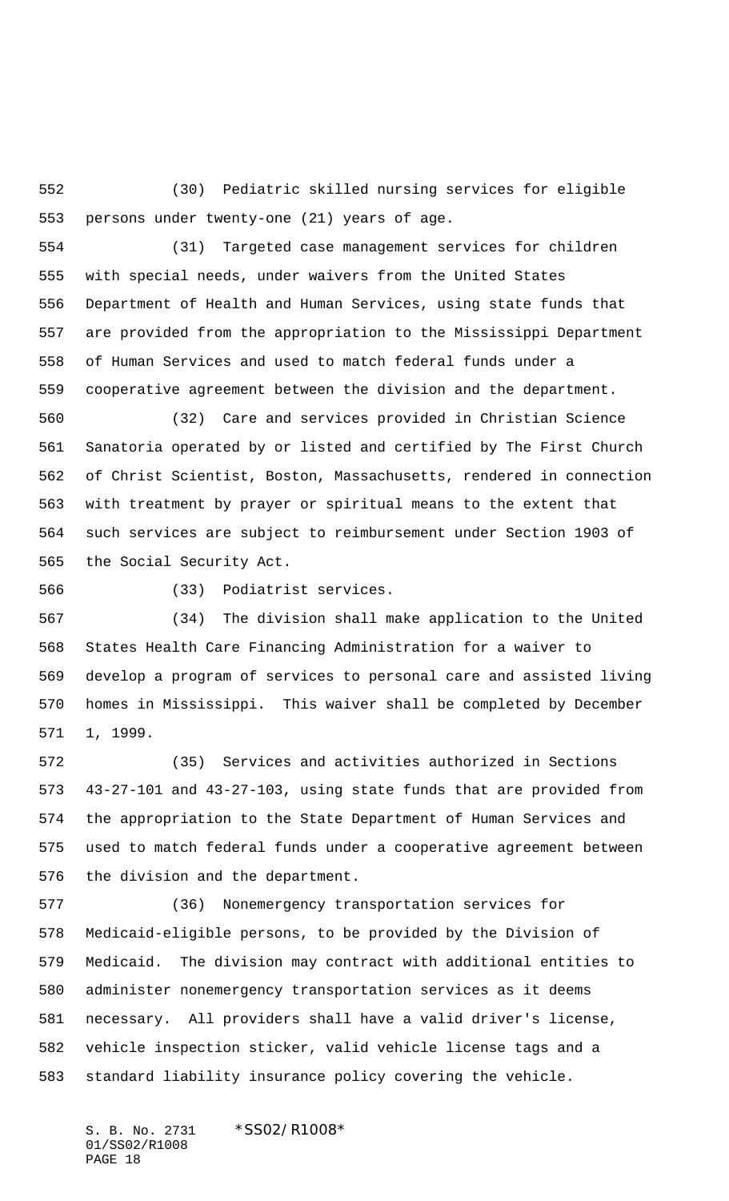(30) Pediatric skilled nursing services for eligible persons under twenty-one (21) years of age.

(31) Targeted case management services for children with special needs, under waivers from the United States Department of Health and Human Services, using state funds that are provided from the appropriation to the Mississippi Department of Human Services and used to match federal funds under a cooperative agreement between the division and the department.

(32) Care and services provided in Christian Science Sanatoria operated by or listed and certified by The First Church of Christ Scientist, Boston, Massachusetts, rendered in connection with treatment by prayer or spiritual means to the extent that such services are subject to reimbursement under Section 1903 of the Social Security Act.

(33) Podiatrist services.

(34) The division shall make application to the United States Health Care Financing Administration for a waiver to develop a program of services to personal care and assisted living homes in Mississippi. This waiver shall be completed by December 1, 1999.

(35) Services and activities authorized in Sections 43-27-101 and 43-27-103, using state funds that are provided from the appropriation to the State Department of Human Services and used to match federal funds under a cooperative agreement between the division and the department.

(36) Nonemergency transportation services for Medicaid-eligible persons, to be provided by the Division of Medicaid. The division may contract with additional entities to administer nonemergency transportation services as it deems necessary. All providers shall have a valid driver's license, vehicle inspection sticker, valid vehicle license tags and a standard liability insurance policy covering the vehicle.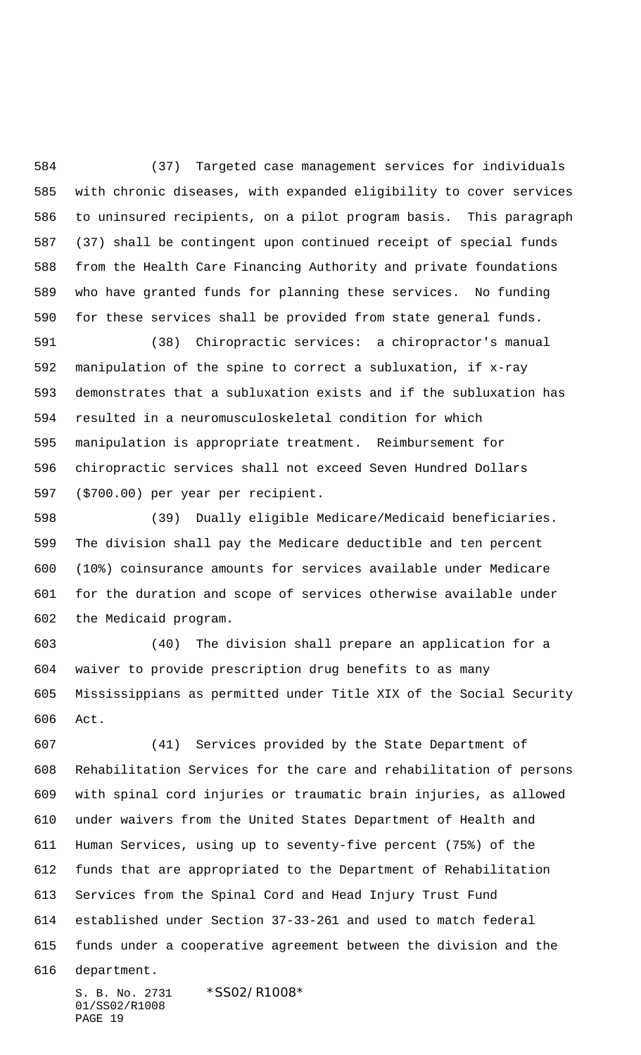(37) Targeted case management services for individuals with chronic diseases, with expanded eligibility to cover services to uninsured recipients, on a pilot program basis. This paragraph (37) shall be contingent upon continued receipt of special funds from the Health Care Financing Authority and private foundations who have granted funds for planning these services. No funding for these services shall be provided from state general funds.

(38) Chiropractic services: a chiropractor's manual manipulation of the spine to correct a subluxation, if x-ray demonstrates that a subluxation exists and if the subluxation has resulted in a neuromusculoskeletal condition for which manipulation is appropriate treatment. Reimbursement for chiropractic services shall not exceed Seven Hundred Dollars ($700.00) per year per recipient.

(39) Dually eligible Medicare/Medicaid beneficiaries. The division shall pay the Medicare deductible and ten percent (10%) coinsurance amounts for services available under Medicare for the duration and scope of services otherwise available under the Medicaid program.

(40) The division shall prepare an application for a waiver to provide prescription drug benefits to as many Mississippians as permitted under Title XIX of the Social Security Act.

(41) Services provided by the State Department of Rehabilitation Services for the care and rehabilitation of persons with spinal cord injuries or traumatic brain injuries, as allowed under waivers from the United States Department of Health and Human Services, using up to seventy-five percent (75%) of the funds that are appropriated to the Department of Rehabilitation Services from the Spinal Cord and Head Injury Trust Fund established under Section 37-33-261 and used to match federal funds under a cooperative agreement between the division and the department.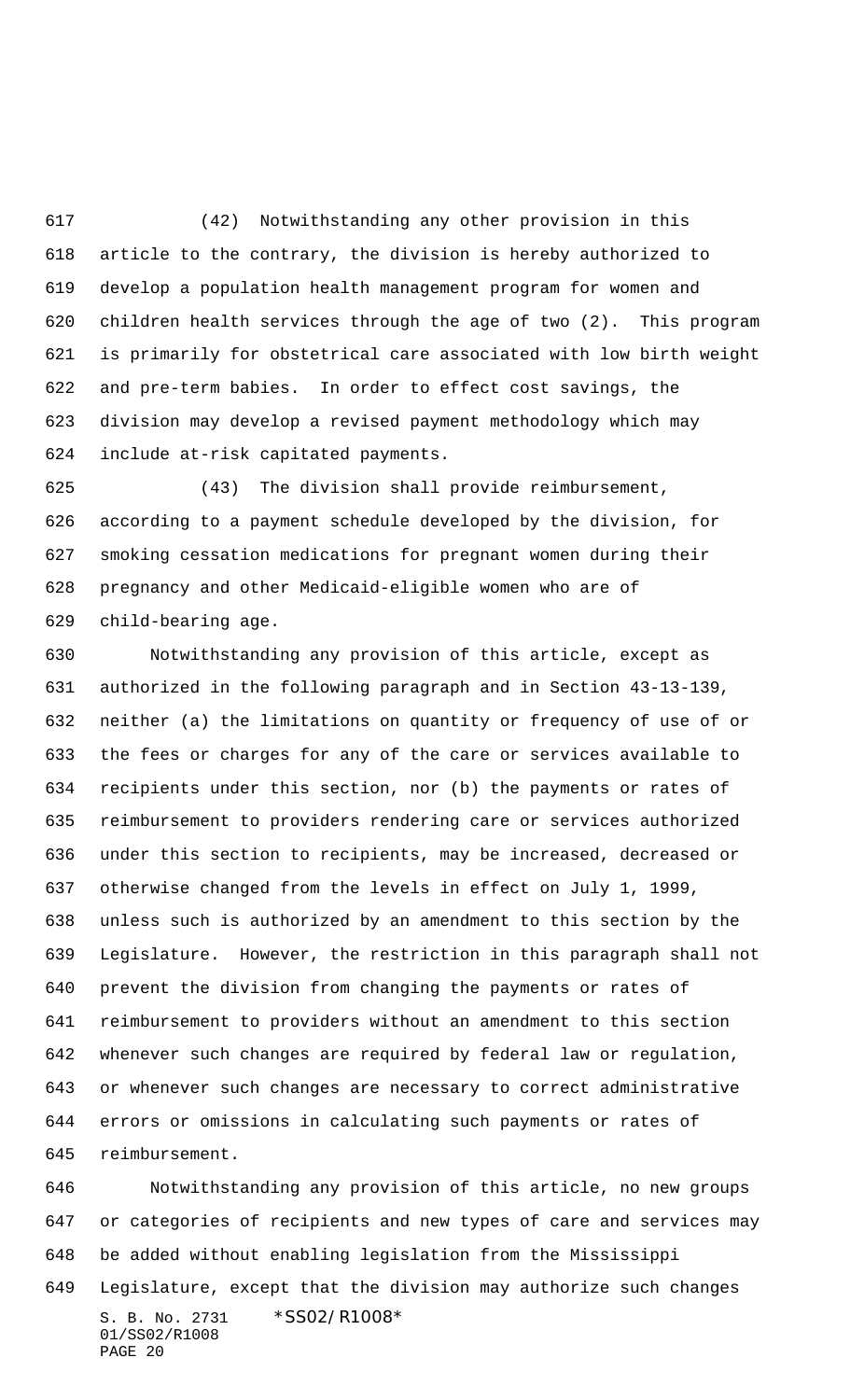(42) Notwithstanding any other provision in this article to the contrary, the division is hereby authorized to develop a population health management program for women and children health services through the age of two (2). This program is primarily for obstetrical care associated with low birth weight and pre-term babies. In order to effect cost savings, the division may develop a revised payment methodology which may include at-risk capitated payments.

(43) The division shall provide reimbursement, according to a payment schedule developed by the division, for smoking cessation medications for pregnant women during their pregnancy and other Medicaid-eligible women who are of child-bearing age.

Notwithstanding any provision of this article, except as authorized in the following paragraph and in Section 43-13-139, neither (a) the limitations on quantity or frequency of use of or the fees or charges for any of the care or services available to recipients under this section, nor (b) the payments or rates of reimbursement to providers rendering care or services authorized under this section to recipients, may be increased, decreased or otherwise changed from the levels in effect on July 1, 1999, unless such is authorized by an amendment to this section by the Legislature. However, the restriction in this paragraph shall not prevent the division from changing the payments or rates of reimbursement to providers without an amendment to this section whenever such changes are required by federal law or regulation, or whenever such changes are necessary to correct administrative errors or omissions in calculating such payments or rates of reimbursement.

Notwithstanding any provision of this article, no new groups or categories of recipients and new types of care and services may be added without enabling legislation from the Mississippi Legislature, except that the division may authorize such changes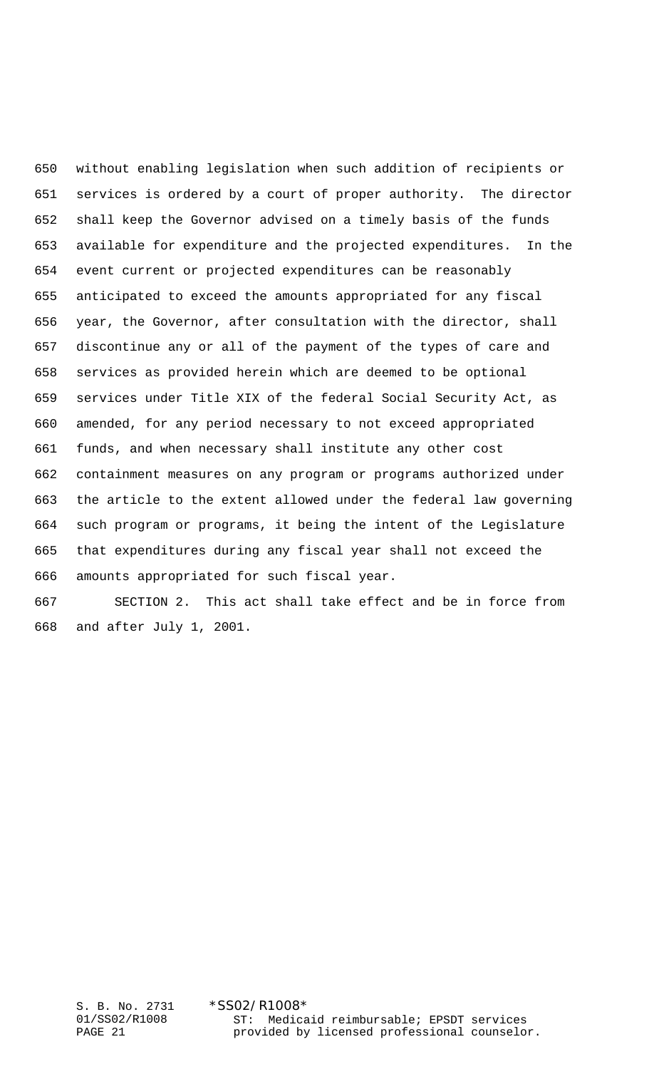without enabling legislation when such addition of recipients or services is ordered by a court of proper authority. The director shall keep the Governor advised on a timely basis of the funds available for expenditure and the projected expenditures. In the event current or projected expenditures can be reasonably anticipated to exceed the amounts appropriated for any fiscal year, the Governor, after consultation with the director, shall discontinue any or all of the payment of the types of care and services as provided herein which are deemed to be optional services under Title XIX of the federal Social Security Act, as amended, for any period necessary to not exceed appropriated funds, and when necessary shall institute any other cost containment measures on any program or programs authorized under the article to the extent allowed under the federal law governing such program or programs, it being the intent of the Legislature that expenditures during any fiscal year shall not exceed the amounts appropriated for such fiscal year.

SECTION 2. This act shall take effect and be in force from and after July 1, 2001.